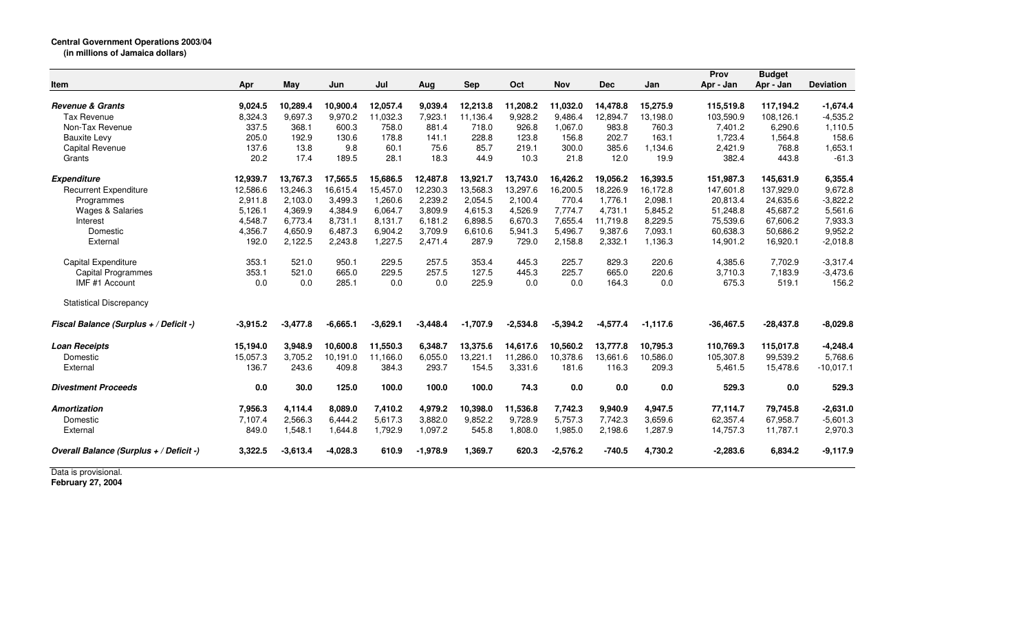**Central Government Operations 2003/04**
**(in millions of Jamaica dollars)**

| Item | Apr | May | Jun | Jul | Aug | Sep | Oct | Nov | Dec | Jan | Prov Apr - Jan | Budget Apr - Jan | Deviation |
|---|---|---|---|---|---|---|---|---|---|---|---|---|---|
| ***Revenue & Grants*** | **9,024.5** | **10,289.4** | **10,900.4** | **12,057.4** | **9,039.4** | **12,213.8** | **11,208.2** | **11,032.0** | **14,478.8** | **15,275.9** | **115,519.8** | **117,194.2** | **-1,674.4** |
| Tax Revenue | 8,324.3 | 9,697.3 | 9,970.2 | 11,032.3 | 7,923.1 | 11,136.4 | 9,928.2 | 9,486.4 | 12,894.7 | 13,198.0 | 103,590.9 | 108,126.1 | -4,535.2 |
| Non-Tax Revenue | 337.5 | 368.1 | 600.3 | 758.0 | 881.4 | 718.0 | 926.8 | 1,067.0 | 983.8 | 760.3 | 7,401.2 | 6,290.6 | 1,110.5 |
| Bauxite Levy | 205.0 | 192.9 | 130.6 | 178.8 | 141.1 | 228.8 | 123.8 | 156.8 | 202.7 | 163.1 | 1,723.4 | 1,564.8 | 158.6 |
| Capital Revenue | 137.6 | 13.8 | 9.8 | 60.1 | 75.6 | 85.7 | 219.1 | 300.0 | 385.6 | 1,134.6 | 2,421.9 | 768.8 | 1,653.1 |
| Grants | 20.2 | 17.4 | 189.5 | 28.1 | 18.3 | 44.9 | 10.3 | 21.8 | 12.0 | 19.9 | 382.4 | 443.8 | -61.3 |
| ***Expenditure*** | **12,939.7** | **13,767.3** | **17,565.5** | **15,686.5** | **12,487.8** | **13,921.7** | **13,743.0** | **16,426.2** | **19,056.2** | **16,393.5** | **151,987.3** | **145,631.9** | **6,355.4** |
| Recurrent Expenditure | 12,586.6 | 13,246.3 | 16,615.4 | 15,457.0 | 12,230.3 | 13,568.3 | 13,297.6 | 16,200.5 | 18,226.9 | 16,172.8 | 147,601.8 | 137,929.0 | 9,672.8 |
| Programmes | 2,911.8 | 2,103.0 | 3,499.3 | 1,260.6 | 2,239.2 | 2,054.5 | 2,100.4 | 770.4 | 1,776.1 | 2,098.1 | 20,813.4 | 24,635.6 | -3,822.2 |
| Wages & Salaries | 5,126.1 | 4,369.9 | 4,384.9 | 6,064.7 | 3,809.9 | 4,615.3 | 4,526.9 | 7,774.7 | 4,731.1 | 5,845.2 | 51,248.8 | 45,687.2 | 5,561.6 |
| Interest | 4,548.7 | 6,773.4 | 8,731.1 | 8,131.7 | 6,181.2 | 6,898.5 | 6,670.3 | 7,655.4 | 11,719.8 | 8,229.5 | 75,539.6 | 67,606.2 | 7,933.3 |
| Domestic | 4,356.7 | 4,650.9 | 6,487.3 | 6,904.2 | 3,709.9 | 6,610.6 | 5,941.3 | 5,496.7 | 9,387.6 | 7,093.1 | 60,638.3 | 50,686.2 | 9,952.2 |
| External | 192.0 | 2,122.5 | 2,243.8 | 1,227.5 | 2,471.4 | 287.9 | 729.0 | 2,158.8 | 2,332.1 | 1,136.3 | 14,901.2 | 16,920.1 | -2,018.8 |
| Capital Expenditure | 353.1 | 521.0 | 950.1 | 229.5 | 257.5 | 353.4 | 445.3 | 225.7 | 829.3 | 220.6 | 4,385.6 | 7,702.9 | -3,317.4 |
| Capital Programmes | 353.1 | 521.0 | 665.0 | 229.5 | 257.5 | 127.5 | 445.3 | 225.7 | 665.0 | 220.6 | 3,710.3 | 7,183.9 | -3,473.6 |
| IMF #1 Account | 0.0 | 0.0 | 285.1 | 0.0 | 0.0 | 225.9 | 0.0 | 0.0 | 164.3 | 0.0 | 675.3 | 519.1 | 156.2 |
| Statistical Discrepancy | | | | | | | | | | | | | |
| ***Fiscal Balance (Surplus + / Deficit -)*** | **-3,915.2** | **-3,477.8** | **-6,665.1** | **-3,629.1** | **-3,448.4** | **-1,707.9** | **-2,534.8** | **-5,394.2** | **-4,577.4** | **-1,117.6** | **-36,467.5** | **-28,437.8** | **-8,029.8** |
| ***Loan Receipts*** | **15,194.0** | **3,948.9** | **10,600.8** | **11,550.3** | **6,348.7** | **13,375.6** | **14,617.6** | **10,560.2** | **13,777.8** | **10,795.3** | **110,769.3** | **115,017.8** | **-4,248.4** |
| Domestic | 15,057.3 | 3,705.2 | 10,191.0 | 11,166.0 | 6,055.0 | 13,221.1 | 11,286.0 | 10,378.6 | 13,661.6 | 10,586.0 | 105,307.8 | 99,539.2 | 5,768.6 |
| External | 136.7 | 243.6 | 409.8 | 384.3 | 293.7 | 154.5 | 3,331.6 | 181.6 | 116.3 | 209.3 | 5,461.5 | 15,478.6 | -10,017.1 |
| ***Divestment Proceeds*** | **0.0** | **30.0** | **125.0** | **100.0** | **100.0** | **100.0** | **74.3** | **0.0** | **0.0** | **0.0** | **529.3** | **0.0** | **529.3** |
| ***Amortization*** | **7,956.3** | **4,114.4** | **8,089.0** | **7,410.2** | **4,979.2** | **10,398.0** | **11,536.8** | **7,742.3** | **9,940.9** | **4,947.5** | **77,114.7** | **79,745.8** | **-2,631.0** |
| Domestic | 7,107.4 | 2,566.3 | 6,444.2 | 5,617.3 | 3,882.0 | 9,852.2 | 9,728.9 | 5,757.3 | 7,742.3 | 3,659.6 | 62,357.4 | 67,958.7 | -5,601.3 |
| External | 849.0 | 1,548.1 | 1,644.8 | 1,792.9 | 1,097.2 | 545.8 | 1,808.0 | 1,985.0 | 2,198.6 | 1,287.9 | 14,757.3 | 11,787.1 | 2,970.3 |
| ***Overall Balance (Surplus + / Deficit -)*** | **3,322.5** | **-3,613.4** | **-4,028.3** | **610.9** | **-1,978.9** | **1,369.7** | **620.3** | **-2,576.2** | **-740.5** | **4,730.2** | **-2,283.6** | **6,834.2** | **-9,117.9** |

Data is provisional.
**February 27, 2004**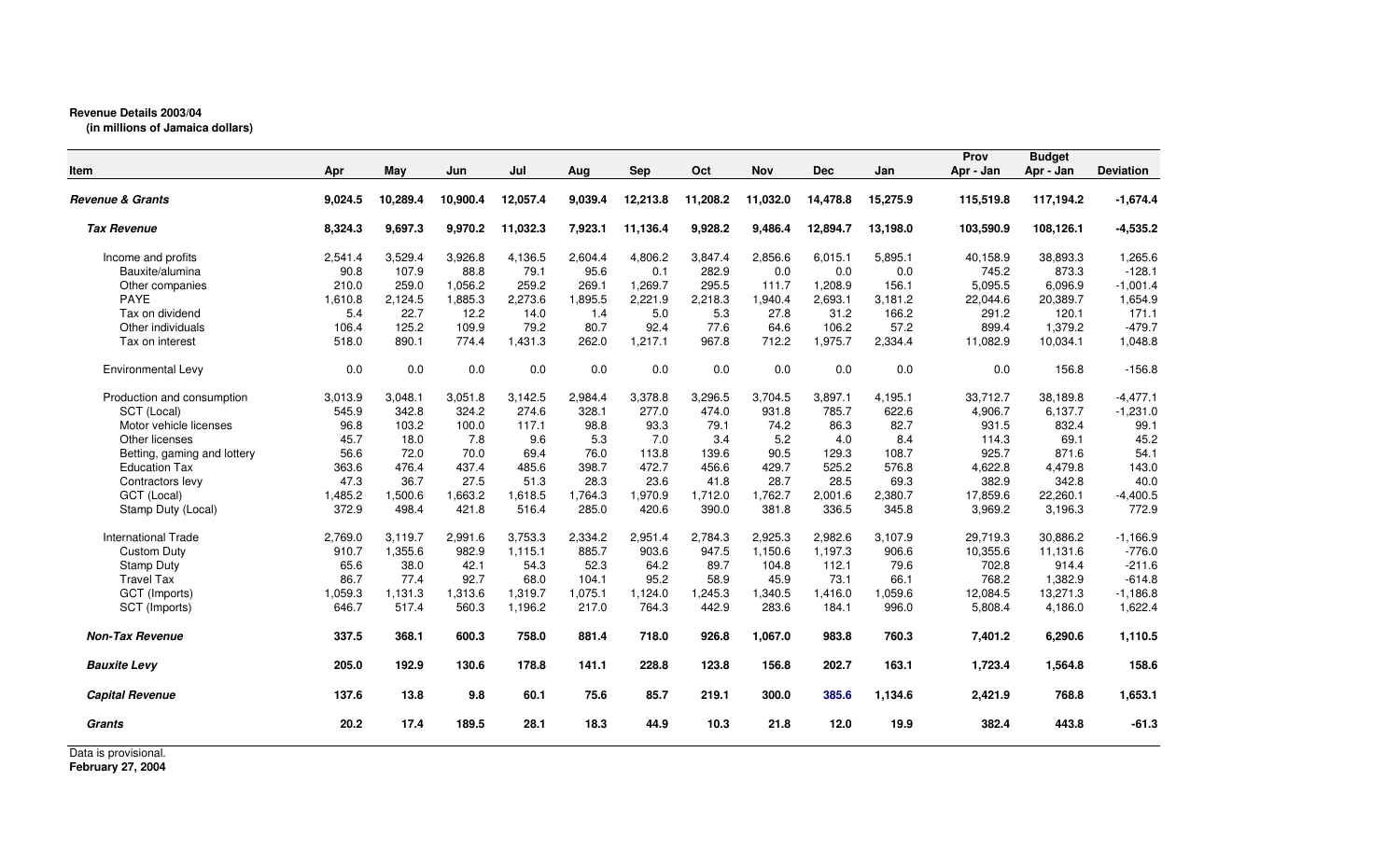**Revenue Details 2003/04**
**(in millions of Jamaica dollars)**

| Item | Apr | May | Jun | Jul | Aug | Sep | Oct | Nov | Dec | Jan | Prov Apr - Jan | Budget Apr - Jan | Deviation |
|---|---|---|---|---|---|---|---|---|---|---|---|---|---|
| ***Revenue & Grants*** | **9,024.5** | **10,289.4** | **10,900.4** | **12,057.4** | **9,039.4** | **12,213.8** | **11,208.2** | **11,032.0** | **14,478.8** | **15,275.9** | **115,519.8** | **117,194.2** | **-1,674.4** |
| ***Tax Revenue*** | **8,324.3** | **9,697.3** | **9,970.2** | **11,032.3** | **7,923.1** | **11,136.4** | **9,928.2** | **9,486.4** | **12,894.7** | **13,198.0** | **103,590.9** | **108,126.1** | **-4,535.2** |
| Income and profits | 2,541.4 | 3,529.4 | 3,926.8 | 4,136.5 | 2,604.4 | 4,806.2 | 3,847.4 | 2,856.6 | 6,015.1 | 5,895.1 | 40,158.9 | 38,893.3 | 1,265.6 |
| Bauxite/alumina | 90.8 | 107.9 | 88.8 | 79.1 | 95.6 | 0.1 | 282.9 | 0.0 | 0.0 | 0.0 | 745.2 | 873.3 | -128.1 |
| Other companies | 210.0 | 259.0 | 1,056.2 | 259.2 | 269.1 | 1,269.7 | 295.5 | 111.7 | 1,208.9 | 156.1 | 5,095.5 | 6,096.9 | -1,001.4 |
| PAYE | 1,610.8 | 2,124.5 | 1,885.3 | 2,273.6 | 1,895.5 | 2,221.9 | 2,218.3 | 1,940.4 | 2,693.1 | 3,181.2 | 22,044.6 | 20,389.7 | 1,654.9 |
| Tax on dividend | 5.4 | 22.7 | 12.2 | 14.0 | 1.4 | 5.0 | 5.3 | 27.8 | 31.2 | 166.2 | 291.2 | 120.1 | 171.1 |
| Other individuals | 106.4 | 125.2 | 109.9 | 79.2 | 80.7 | 92.4 | 77.6 | 64.6 | 106.2 | 57.2 | 899.4 | 1,379.2 | -479.7 |
| Tax on interest | 518.0 | 890.1 | 774.4 | 1,431.3 | 262.0 | 1,217.1 | 967.8 | 712.2 | 1,975.7 | 2,334.4 | 11,082.9 | 10,034.1 | 1,048.8 |
| Environmental Levy | 0.0 | 0.0 | 0.0 | 0.0 | 0.0 | 0.0 | 0.0 | 0.0 | 0.0 | 0.0 | 0.0 | 156.8 | -156.8 |
| Production and consumption | 3,013.9 | 3,048.1 | 3,051.8 | 3,142.5 | 2,984.4 | 3,378.8 | 3,296.5 | 3,704.5 | 3,897.1 | 4,195.1 | 33,712.7 | 38,189.8 | -4,477.1 |
| SCT (Local) | 545.9 | 342.8 | 324.2 | 274.6 | 328.1 | 277.0 | 474.0 | 931.8 | 785.7 | 622.6 | 4,906.7 | 6,137.7 | -1,231.0 |
| Motor vehicle licenses | 96.8 | 103.2 | 100.0 | 117.1 | 98.8 | 93.3 | 79.1 | 74.2 | 86.3 | 82.7 | 931.5 | 832.4 | 99.1 |
| Other licenses | 45.7 | 18.0 | 7.8 | 9.6 | 5.3 | 7.0 | 3.4 | 5.2 | 4.0 | 8.4 | 114.3 | 69.1 | 45.2 |
| Betting, gaming and lottery | 56.6 | 72.0 | 70.0 | 69.4 | 76.0 | 113.8 | 139.6 | 90.5 | 129.3 | 108.7 | 925.7 | 871.6 | 54.1 |
| Education Tax | 363.6 | 476.4 | 437.4 | 485.6 | 398.7 | 472.7 | 456.6 | 429.7 | 525.2 | 576.8 | 4,622.8 | 4,479.8 | 143.0 |
| Contractors levy | 47.3 | 36.7 | 27.5 | 51.3 | 28.3 | 23.6 | 41.8 | 28.7 | 28.5 | 69.3 | 382.9 | 342.8 | 40.0 |
| GCT (Local) | 1,485.2 | 1,500.6 | 1,663.2 | 1,618.5 | 1,764.3 | 1,970.9 | 1,712.0 | 1,762.7 | 2,001.6 | 2,380.7 | 17,859.6 | 22,260.1 | -4,400.5 |
| Stamp Duty (Local) | 372.9 | 498.4 | 421.8 | 516.4 | 285.0 | 420.6 | 390.0 | 381.8 | 336.5 | 345.8 | 3,969.2 | 3,196.3 | 772.9 |
| International Trade | 2,769.0 | 3,119.7 | 2,991.6 | 3,753.3 | 2,334.2 | 2,951.4 | 2,784.3 | 2,925.3 | 2,982.6 | 3,107.9 | 29,719.3 | 30,886.2 | -1,166.9 |
| Custom Duty | 910.7 | 1,355.6 | 982.9 | 1,115.1 | 885.7 | 903.6 | 947.5 | 1,150.6 | 1,197.3 | 906.6 | 10,355.6 | 11,131.6 | -776.0 |
| Stamp Duty | 65.6 | 38.0 | 42.1 | 54.3 | 52.3 | 64.2 | 89.7 | 104.8 | 112.1 | 79.6 | 702.8 | 914.4 | -211.6 |
| Travel Tax | 86.7 | 77.4 | 92.7 | 68.0 | 104.1 | 95.2 | 58.9 | 45.9 | 73.1 | 66.1 | 768.2 | 1,382.9 | -614.8 |
| GCT (Imports) | 1,059.3 | 1,131.3 | 1,313.6 | 1,319.7 | 1,075.1 | 1,124.0 | 1,245.3 | 1,340.5 | 1,416.0 | 1,059.6 | 12,084.5 | 13,271.3 | -1,186.8 |
| SCT (Imports) | 646.7 | 517.4 | 560.3 | 1,196.2 | 217.0 | 764.3 | 442.9 | 283.6 | 184.1 | 996.0 | 5,808.4 | 4,186.0 | 1,622.4 |
| ***Non-Tax Revenue*** | **337.5** | **368.1** | **600.3** | **758.0** | **881.4** | **718.0** | **926.8** | **1,067.0** | **983.8** | **760.3** | **7,401.2** | **6,290.6** | **1,110.5** |
| ***Bauxite Levy*** | **205.0** | **192.9** | **130.6** | **178.8** | **141.1** | **228.8** | **123.8** | **156.8** | **202.7** | **163.1** | **1,723.4** | **1,564.8** | **158.6** |
| ***Capital Revenue*** | **137.6** | **13.8** | **9.8** | **60.1** | **75.6** | **85.7** | **219.1** | **300.0** | **385.6** | **1,134.6** | **2,421.9** | **768.8** | **1,653.1** |
| ***Grants*** | **20.2** | **17.4** | **189.5** | **28.1** | **18.3** | **44.9** | **10.3** | **21.8** | **12.0** | **19.9** | **382.4** | **443.8** | **-61.3** |

Data is provisional.
**February 27, 2004**